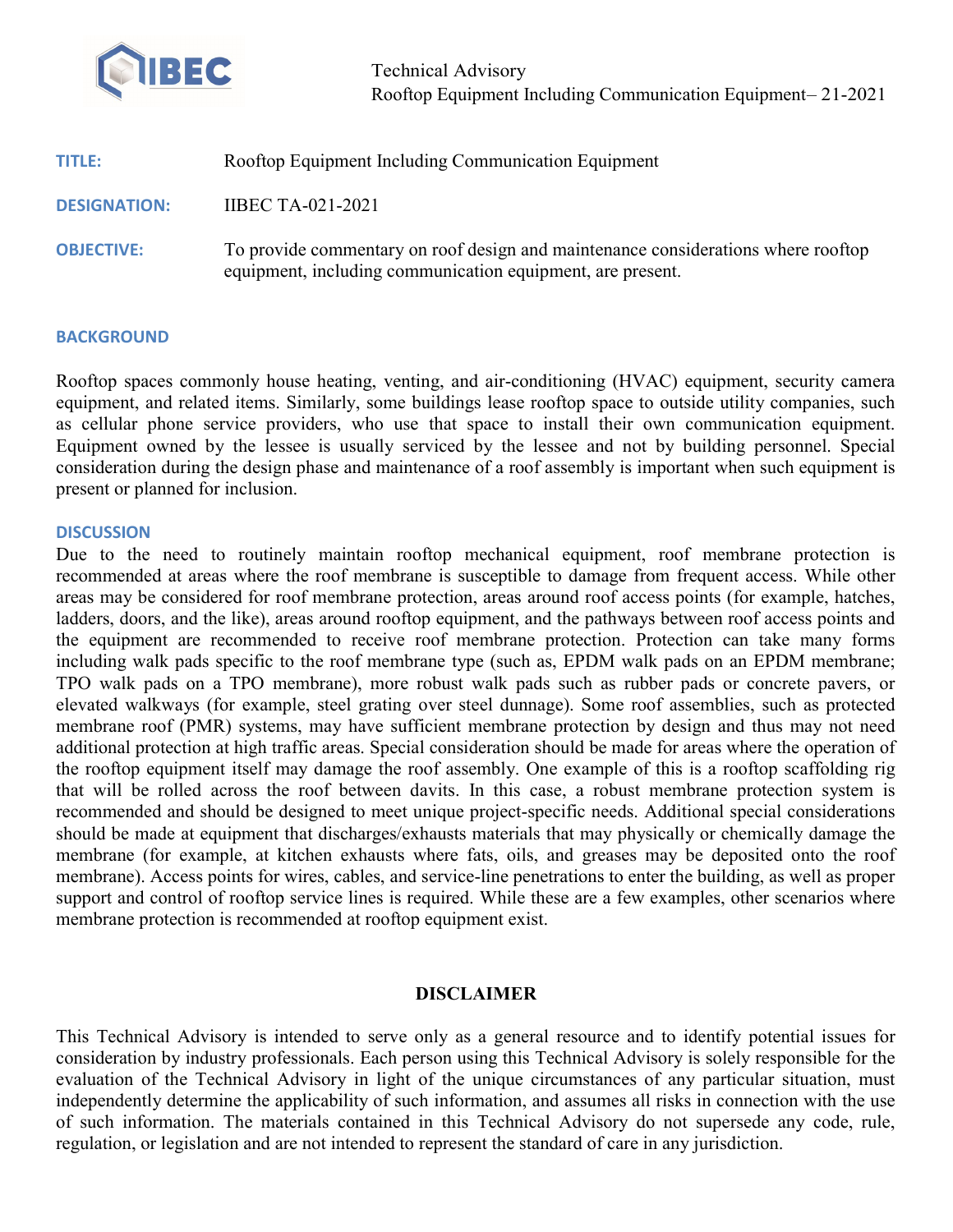Technical Advisory
Rooftop Equipment Including Communication Equipment– 21-2021

**TITLE:** Rooftop Equipment Including Communication Equipment

**DESIGNATION:** IIBEC TA-021-2021

**OBJECTIVE:** To provide commentary on roof design and maintenance considerations where rooftop equipment, including communication equipment, are present.

## BACKGROUND

Rooftop spaces commonly house heating, venting, and air-conditioning (HVAC) equipment, security camera equipment, and related items. Similarly, some buildings lease rooftop space to outside utility companies, such as cellular phone service providers, who use that space to install their own communication equipment. Equipment owned by the lessee is usually serviced by the lessee and not by building personnel. Special consideration during the design phase and maintenance of a roof assembly is important when such equipment is present or planned for inclusion.

## DISCUSSION

Due to the need to routinely maintain rooftop mechanical equipment, roof membrane protection is recommended at areas where the roof membrane is susceptible to damage from frequent access. While other areas may be considered for roof membrane protection, areas around roof access points (for example, hatches, ladders, doors, and the like), areas around rooftop equipment, and the pathways between roof access points and the equipment are recommended to receive roof membrane protection. Protection can take many forms including walk pads specific to the roof membrane type (such as, EPDM walk pads on an EPDM membrane; TPO walk pads on a TPO membrane), more robust walk pads such as rubber pads or concrete pavers, or elevated walkways (for example, steel grating over steel dunnage). Some roof assemblies, such as protected membrane roof (PMR) systems, may have sufficient membrane protection by design and thus may not need additional protection at high traffic areas. Special consideration should be made for areas where the operation of the rooftop equipment itself may damage the roof assembly. One example of this is a rooftop scaffolding rig that will be rolled across the roof between davits. In this case, a robust membrane protection system is recommended and should be designed to meet unique project-specific needs. Additional special considerations should be made at equipment that discharges/exhausts materials that may physically or chemically damage the membrane (for example, at kitchen exhausts where fats, oils, and greases may be deposited onto the roof membrane). Access points for wires, cables, and service-line penetrations to enter the building, as well as proper support and control of rooftop service lines is required. While these are a few examples, other scenarios where membrane protection is recommended at rooftop equipment exist.

## DISCLAIMER

This Technical Advisory is intended to serve only as a general resource and to identify potential issues for consideration by industry professionals. Each person using this Technical Advisory is solely responsible for the evaluation of the Technical Advisory in light of the unique circumstances of any particular situation, must independently determine the applicability of such information, and assumes all risks in connection with the use of such information. The materials contained in this Technical Advisory do not supersede any code, rule, regulation, or legislation and are not intended to represent the standard of care in any jurisdiction.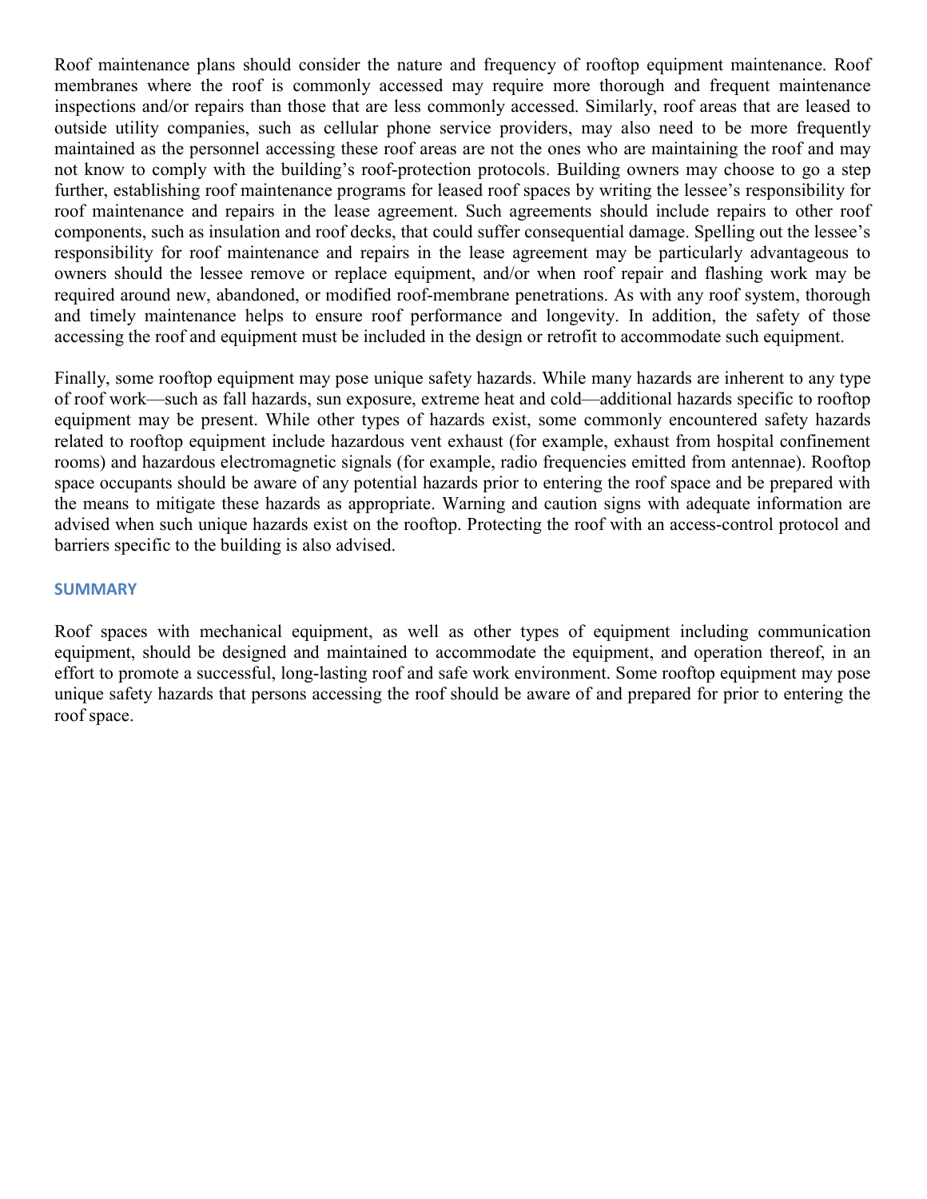Roof maintenance plans should consider the nature and frequency of rooftop equipment maintenance. Roof membranes where the roof is commonly accessed may require more thorough and frequent maintenance inspections and/or repairs than those that are less commonly accessed. Similarly, roof areas that are leased to outside utility companies, such as cellular phone service providers, may also need to be more frequently maintained as the personnel accessing these roof areas are not the ones who are maintaining the roof and may not know to comply with the building's roof-protection protocols. Building owners may choose to go a step further, establishing roof maintenance programs for leased roof spaces by writing the lessee's responsibility for roof maintenance and repairs in the lease agreement. Such agreements should include repairs to other roof components, such as insulation and roof decks, that could suffer consequential damage. Spelling out the lessee's responsibility for roof maintenance and repairs in the lease agreement may be particularly advantageous to owners should the lessee remove or replace equipment, and/or when roof repair and flashing work may be required around new, abandoned, or modified roof-membrane penetrations. As with any roof system, thorough and timely maintenance helps to ensure roof performance and longevity. In addition, the safety of those accessing the roof and equipment must be included in the design or retrofit to accommodate such equipment.

Finally, some rooftop equipment may pose unique safety hazards. While many hazards are inherent to any type of roof work—such as fall hazards, sun exposure, extreme heat and cold—additional hazards specific to rooftop equipment may be present. While other types of hazards exist, some commonly encountered safety hazards related to rooftop equipment include hazardous vent exhaust (for example, exhaust from hospital confinement rooms) and hazardous electromagnetic signals (for example, radio frequencies emitted from antennae). Rooftop space occupants should be aware of any potential hazards prior to entering the roof space and be prepared with the means to mitigate these hazards as appropriate. Warning and caution signs with adequate information are advised when such unique hazards exist on the rooftop. Protecting the roof with an access-control protocol and barriers specific to the building is also advised.

## SUMMARY

Roof spaces with mechanical equipment, as well as other types of equipment including communication equipment, should be designed and maintained to accommodate the equipment, and operation thereof, in an effort to promote a successful, long-lasting roof and safe work environment. Some rooftop equipment may pose unique safety hazards that persons accessing the roof should be aware of and prepared for prior to entering the roof space.